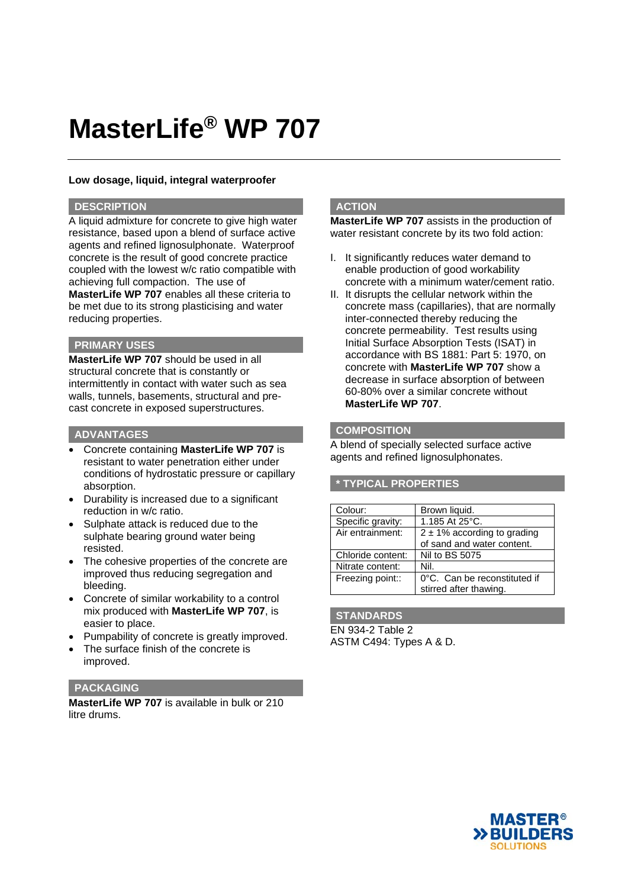# MasterLife® WP 707

**Low dosage, liquid, integral waterproofer**

## DESCRIPTION

A liquid admixture for concrete to give high water resistance, based upon a blend of surface active agents and refined lignosulphonate. Waterproof concrete is the result of good concrete practice coupled with the lowest w/c ratio compatible with achieving full compaction. The use of **MasterLife WP 707** enables all these criteria to be met due to its strong plasticising and water reducing properties.

## PRIMARY USES

**MasterLife WP 707** should be used in all structural concrete that is constantly or intermittently in contact with water such as sea walls, tunnels, basements, structural and pre-cast concrete in exposed superstructures.

## ADVANTAGES

- Concrete containing **MasterLife WP 707** is resistant to water penetration either under conditions of hydrostatic pressure or capillary absorption.
- Durability is increased due to a significant reduction in w/c ratio.
- Sulphate attack is reduced due to the sulphate bearing ground water being resisted.
- The cohesive properties of the concrete are improved thus reducing segregation and bleeding.
- Concrete of similar workability to a control mix produced with **MasterLife WP 707**, is easier to place.
- Pumpability of concrete is greatly improved.
- The surface finish of the concrete is improved.

## PACKAGING

**MasterLife WP 707** is available in bulk or 210 litre drums.

## ACTION

**MasterLife WP 707** assists in the production of water resistant concrete by its two fold action:

I. It significantly reduces water demand to enable production of good workability concrete with a minimum water/cement ratio.

II. It disrupts the cellular network within the concrete mass (capillaries), that are normally inter-connected thereby reducing the concrete permeability. Test results using Initial Surface Absorption Tests (ISAT) in accordance with BS 1881: Part 5: 1970, on concrete with **MasterLife WP 707** show a decrease in surface absorption of between 60-80% over a similar concrete without **MasterLife WP 707**.

## COMPOSITION

A blend of specially selected surface active agents and refined lignosulphonates.

## * TYPICAL PROPERTIES

| | |
|---|---|
| Colour: | Brown liquid. |
| Specific gravity: | 1.185 At 25°C. |
| Air entrainment: | 2 ± 1% according to grading of sand and water content. |
| Chloride content: | Nil to BS 5075 |
| Nitrate content: | Nil. |
| Freezing point:: | 0°C. Can be reconstituted if stirred after thawing. |

## STANDARDS

EN 934-2 Table 2
ASTM C494: Types A & D.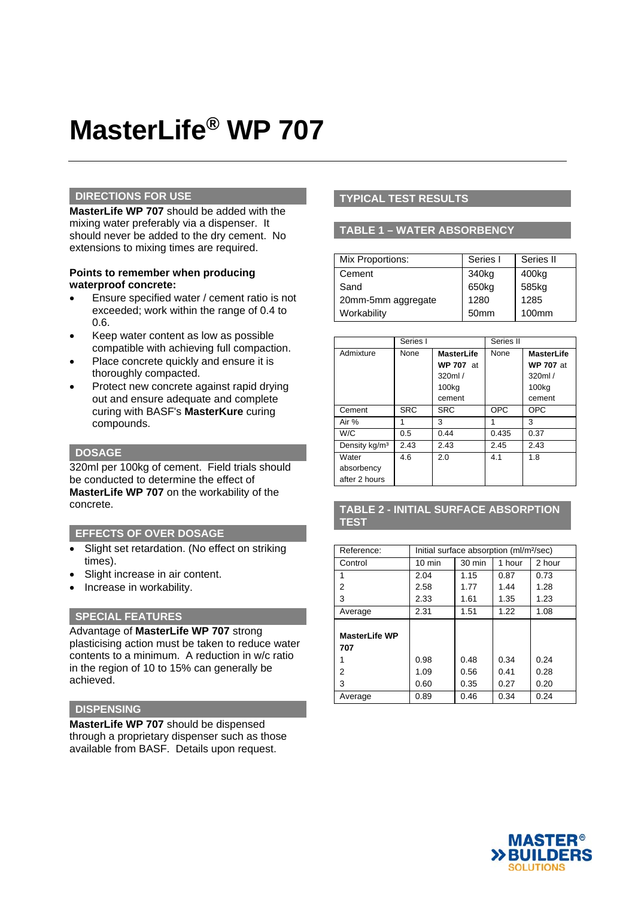# MasterLife® WP 707

## DIRECTIONS FOR USE

**MasterLife WP 707** should be added with the mixing water preferably via a dispenser. It should never be added to the dry cement. No extensions to mixing times are required.

**Points to remember when producing waterproof concrete:**

- Ensure specified water / cement ratio is not exceeded; work within the range of 0.4 to 0.6.
- Keep water content as low as possible compatible with achieving full compaction.
- Place concrete quickly and ensure it is thoroughly compacted.
- Protect new concrete against rapid drying out and ensure adequate and complete curing with BASF's **MasterKure** curing compounds.

## DOSAGE

320ml per 100kg of cement. Field trials should be conducted to determine the effect of **MasterLife WP 707** on the workability of the concrete.

## EFFECTS OF OVER DOSAGE

- Slight set retardation. (No effect on striking times).
- Slight increase in air content.
- Increase in workability.

## SPECIAL FEATURES

Advantage of **MasterLife WP 707** strong plasticising action must be taken to reduce water contents to a minimum. A reduction in w/c ratio in the region of 10 to 15% can generally be achieved.

## DISPENSING

**MasterLife WP 707** should be dispensed through a proprietary dispenser such as those available from BASF. Details upon request.

## TYPICAL TEST RESULTS

### TABLE 1 – WATER ABSORBENCY

| Mix Proportions: | Series I | Series II |
|---|---|---|
| Cement | 340kg | 400kg |
| Sand | 650kg | 585kg |
| 20mm-5mm aggregate | 1280 | 1285 |
| Workability | 50mm | 100mm |

| | Series I | | Series II | |
|---|---|---|---|---|
| Admixture | None | **MasterLife WP 707** at 320ml / 100kg cement | None | **MasterLife WP 707** at 320ml / 100kg cement |
| Cement | SRC | SRC | OPC | OPC |
| Air % | 1 | 3 | 1 | 3 |
| W/C | 0.5 | 0.44 | 0.435 | 0.37 |
| Density kg/m³ | 2.43 | 2.43 | 2.45 | 2.43 |
| Water absorbency after 2 hours | 4.6 | 2.0 | 4.1 | 1.8 |

### TABLE 2 - INITIAL SURFACE ABSORPTION TEST

| Reference: | Initial surface absorption (ml/m²/sec) | | | |
|---|---|---|---|---|
| Control | 10 min | 30 min | 1 hour | 2 hour |
| 1 | 2.04 | 1.15 | 0.87 | 0.73 |
| 2 | 2.58 | 1.77 | 1.44 | 1.28 |
| 3 | 2.33 | 1.61 | 1.35 | 1.23 |
| Average | 2.31 | 1.51 | 1.22 | 1.08 |
| **MasterLife WP 707** | | | | |
| 1 | 0.98 | 0.48 | 0.34 | 0.24 |
| 2 | 1.09 | 0.56 | 0.41 | 0.28 |
| 3 | 0.60 | 0.35 | 0.27 | 0.20 |
| Average | 0.89 | 0.46 | 0.34 | 0.24 |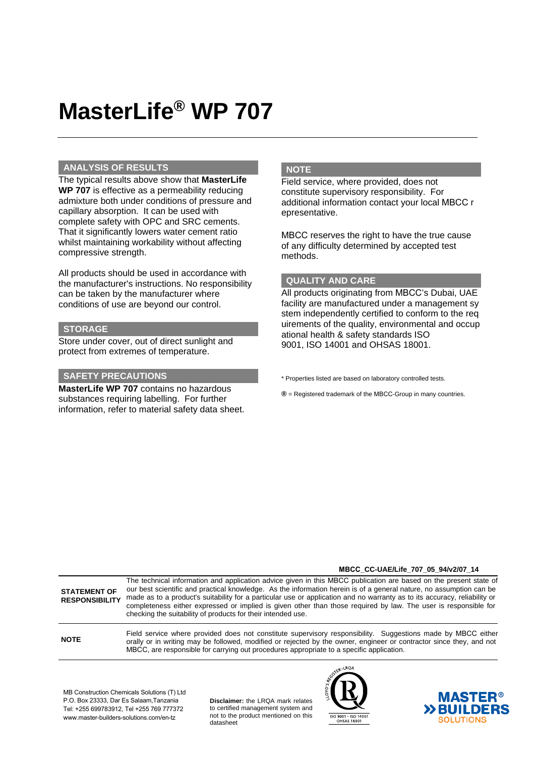# MasterLife® WP 707

## ANALYSIS OF RESULTS

The typical results above show that **MasterLife WP 707** is effective as a permeability reducing admixture both under conditions of pressure and capillary absorption. It can be used with complete safety with OPC and SRC cements. That it significantly lowers water cement ratio whilst maintaining workability without affecting compressive strength.

All products should be used in accordance with the manufacturer's instructions. No responsibility can be taken by the manufacturer where conditions of use are beyond our control.

## STORAGE

Store under cover, out of direct sunlight and protect from extremes of temperature.

## SAFETY PRECAUTIONS

**MasterLife WP 707** contains no hazardous substances requiring labelling. For further information, refer to material safety data sheet.

## NOTE

Field service, where provided, does not constitute supervisory responsibility. For additional information contact your local MBCC r epresentative.

MBCC reserves the right to have the true cause of any difficulty determined by accepted test methods.

## QUALITY AND CARE

All products originating from MBCC's Dubai, UAE facility are manufactured under a management sy stem independently certified to conform to the req uirements of the quality, environmental and occup ational health & safety standards ISO 9001, ISO 14001 and OHSAS 18001.

\* Properties listed are based on laboratory controlled tests.

**®** = Registered trademark of the MBCC-Group in many countries.

**MBCC_CC-UAE/Life_707_05_94/v2/07_14**

| | |
|---|---|
| **STATEMENT OF RESPONSIBILITY** | The technical information and application advice given in this MBCC publication are based on the present state of our best scientific and practical knowledge. As the information herein is of a general nature, no assumption can be made as to a product's suitability for a particular use or application and no warranty as to its accuracy, reliability or completeness either expressed or implied is given other than those required by law. The user is responsible for checking the suitability of products for their intended use. |
| **NOTE** | Field service where provided does not constitute supervisory responsibility. Suggestions made by MBCC either orally or in writing may be followed, modified or rejected by the owner, engineer or contractor since they, and not MBCC, are responsible for carrying out procedures appropriate to a specific application. |

MB Construction Chemicals Solutions (T) Ltd
P.O. Box 23333, Dar Es Salaam,Tanzania
Tel: +255 699783912, Tel +255 769 777372
www.master-builders-solutions.com/en-tz

**Disclaimer:** the LRQA mark relates to certified management system and not to the product mentioned on this datasheet

LLOYD'S REGISTER LRQA
ISO 9001 · ISO 14001
OHSAS 18001

MASTER® BUILDERS SOLUTIONS